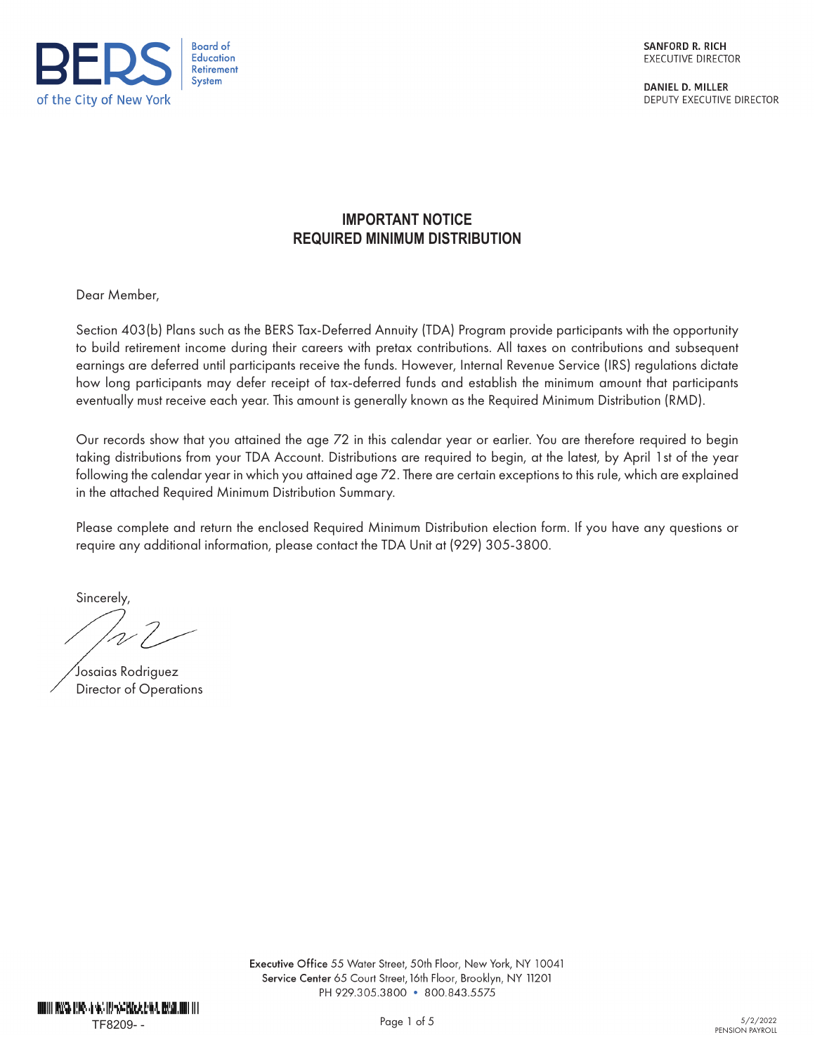BERS | Board of Education Retirement System
of the City of New York

**SANFORD R. RICH**
EXECUTIVE DIRECTOR

**DANIEL D. MILLER**
DEPUTY EXECUTIVE DIRECTOR

## IMPORTANT NOTICE
## REQUIRED MINIMUM DISTRIBUTION

Dear Member,

Section 403(b) Plans such as the BERS Tax-Deferred Annuity (TDA) Program provide participants with the opportunity to build retirement income during their careers with pretax contributions. All taxes on contributions and subsequent earnings are deferred until participants receive the funds. However, Internal Revenue Service (IRS) regulations dictate how long participants may defer receipt of tax-deferred funds and establish the minimum amount that participants eventually must receive each year. This amount is generally known as the Required Minimum Distribution (RMD).

Our records show that you attained the age 72 in this calendar year or earlier. You are therefore required to begin taking distributions from your TDA Account. Distributions are required to begin, at the latest, by April 1st of the year following the calendar year in which you attained age 72. There are certain exceptions to this rule, which are explained in the attached Required Minimum Distribution Summary.

Please complete and return the enclosed Required Minimum Distribution election form. If you have any questions or require any additional information, please contact the TDA Unit at (929) 305-3800.

Sincerely,

Josaias Rodriguez
Director of Operations

**Executive Office** 55 Water Street, 50th Floor, New York, NY 10041
**Service Center** 65 Court Street, 16th Floor, Brooklyn, NY 11201
PH 929.305.3800 • 800.843.5575

TF8209- -

5/2/2022
PENSION PAYROLL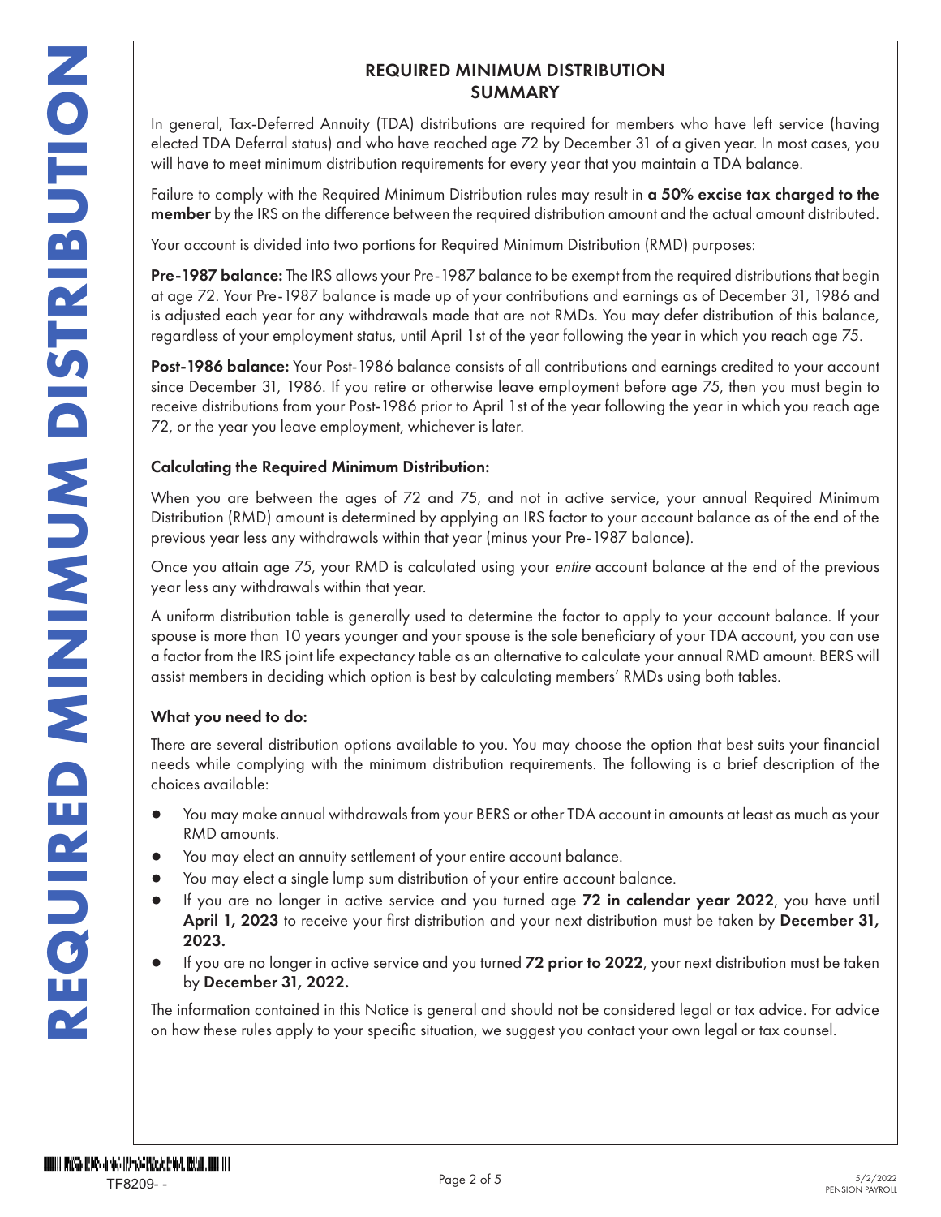# REQUIRED MINIMUM DISTRIBUTION SUMMARY

In general, Tax-Deferred Annuity (TDA) distributions are required for members who have left service (having elected TDA Deferral status) and who have reached age 72 by December 31 of a given year. In most cases, you will have to meet minimum distribution requirements for every year that you maintain a TDA balance.

Failure to comply with the Required Minimum Distribution rules may result in **a 50% excise tax charged to the member** by the IRS on the difference between the required distribution amount and the actual amount distributed.

Your account is divided into two portions for Required Minimum Distribution (RMD) purposes:

**Pre-1987 balance:** The IRS allows your Pre-1987 balance to be exempt from the required distributions that begin at age 72. Your Pre-1987 balance is made up of your contributions and earnings as of December 31, 1986 and is adjusted each year for any withdrawals made that are not RMDs. You may defer distribution of this balance, regardless of your employment status, until April 1st of the year following the year in which you reach age 75.

**Post-1986 balance:** Your Post-1986 balance consists of all contributions and earnings credited to your account since December 31, 1986. If you retire or otherwise leave employment before age 75, then you must begin to receive distributions from your Post-1986 prior to April 1st of the year following the year in which you reach age 72, or the year you leave employment, whichever is later.

### Calculating the Required Minimum Distribution:

When you are between the ages of 72 and 75, and not in active service, your annual Required Minimum Distribution (RMD) amount is determined by applying an IRS factor to your account balance as of the end of the previous year less any withdrawals within that year (minus your Pre-1987 balance).

Once you attain age 75, your RMD is calculated using your *entire* account balance at the end of the previous year less any withdrawals within that year.

A uniform distribution table is generally used to determine the factor to apply to your account balance. If your spouse is more than 10 years younger and your spouse is the sole beneficiary of your TDA account, you can use a factor from the IRS joint life expectancy table as an alternative to calculate your annual RMD amount. BERS will assist members in deciding which option is best by calculating members' RMDs using both tables.

### What you need to do:

There are several distribution options available to you. You may choose the option that best suits your financial needs while complying with the minimum distribution requirements. The following is a brief description of the choices available:

- You may make annual withdrawals from your BERS or other TDA account in amounts at least as much as your RMD amounts.
- You may elect an annuity settlement of your entire account balance.
- You may elect a single lump sum distribution of your entire account balance.
- If you are no longer in active service and you turned age **72 in calendar year 2022**, you have until **April 1, 2023** to receive your first distribution and your next distribution must be taken by **December 31, 2023.**
- If you are no longer in active service and you turned **72 prior to 2022**, your next distribution must be taken by **December 31, 2022.**

The information contained in this Notice is general and should not be considered legal or tax advice. For advice on how these rules apply to your specific situation, we suggest you contact your own legal or tax counsel.

TF8209- -

5/2/2022
PENSION PAYROLL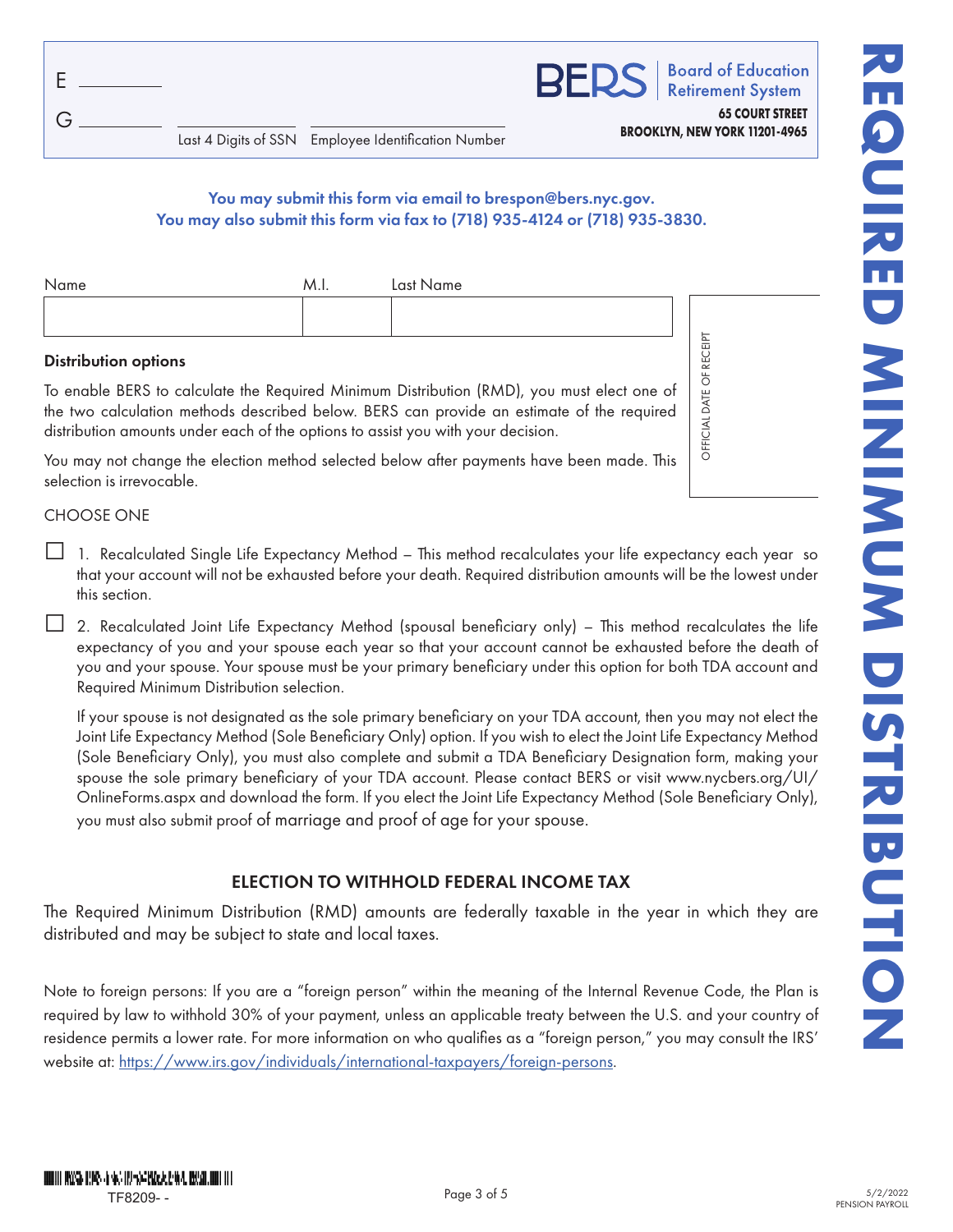E ________

G ________

Last 4 Digits of SSN | Employee Identification Number

**BERS** | Board of Education Retirement System

**65 COURT STREET**
**BROOKLYN, NEW YORK 11201-4965**

# REQUIRED MINIMUM DISTRIBUTION

**You may submit this form via email to brespon@bers.nyc.gov.**
**You may also submit this form via fax to (718) 935-4124 or (718) 935-3830.**

| Name | M.I. | Last Name |
|---|---|---|
| | | |

OFFICIAL DATE OF RECEIPT

**Distribution options**

To enable BERS to calculate the Required Minimum Distribution (RMD), you must elect one of the two calculation methods described below. BERS can provide an estimate of the required distribution amounts under each of the options to assist you with your decision.

You may not change the election method selected below after payments have been made. This selection is irrevocable.

CHOOSE ONE

☐ 1. Recalculated Single Life Expectancy Method – This method recalculates your life expectancy each year so that your account will not be exhausted before your death. Required distribution amounts will be the lowest under this section.

☐ 2. Recalculated Joint Life Expectancy Method (spousal beneficiary only) – This method recalculates the life expectancy of you and your spouse each year so that your account cannot be exhausted before the death of you and your spouse. Your spouse must be your primary beneficiary under this option for both TDA account and Required Minimum Distribution selection.

If your spouse is not designated as the sole primary beneficiary on your TDA account, then you may not elect the Joint Life Expectancy Method (Sole Beneficiary Only) option. If you wish to elect the Joint Life Expectancy Method (Sole Beneficiary Only), you must also complete and submit a TDA Beneficiary Designation form, making your spouse the sole primary beneficiary of your TDA account. Please contact BERS or visit www.nycbers.org/UI/OnlineForms.aspx and download the form. If you elect the Joint Life Expectancy Method (Sole Beneficiary Only), you must also submit proof of marriage and proof of age for your spouse.

## ELECTION TO WITHHOLD FEDERAL INCOME TAX

The Required Minimum Distribution (RMD) amounts are federally taxable in the year in which they are distributed and may be subject to state and local taxes.

Note to foreign persons: If you are a "foreign person" within the meaning of the Internal Revenue Code, the Plan is required by law to withhold 30% of your payment, unless an applicable treaty between the U.S. and your country of residence permits a lower rate. For more information on who qualifies as a "foreign person," you may consult the IRS' website at: https://www.irs.gov/individuals/international-taxpayers/foreign-persons.

TF8209- -

5/2/2022
PENSION PAYROLL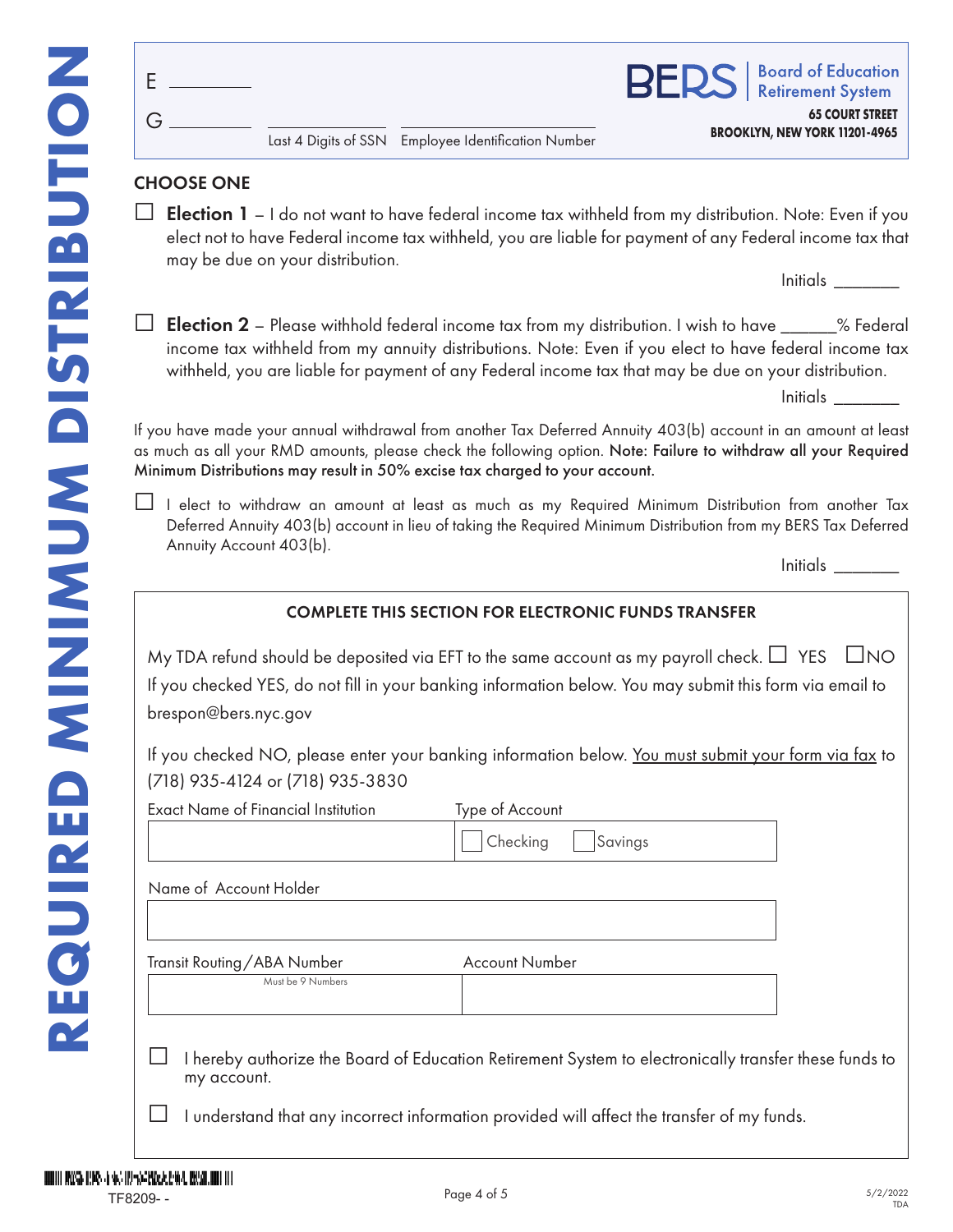# REQUIRED MINIMUM DISTRIBUTION

E ________

G ________ ________________ ____________________

Last 4 Digits of SSN Employee Identification Number

**BERS** Board of Education Retirement System

**65 COURT STREET**
**BROOKLYN, NEW YORK 11201-4965**

## CHOOSE ONE

☐ **Election 1** – I do not want to have federal income tax withheld from my distribution. Note: Even if you elect not to have Federal income tax withheld, you are liable for payment of any Federal income tax that may be due on your distribution.

Initials ________

☐ **Election 2** – Please withhold federal income tax from my distribution. I wish to have ______% Federal income tax withheld from my annuity distributions. Note: Even if you elect to have federal income tax withheld, you are liable for payment of any Federal income tax that may be due on your distribution.

Initials ________

If you have made your annual withdrawal from another Tax Deferred Annuity 403(b) account in an amount at least as much as all your RMD amounts, please check the following option. **Note: Failure to withdraw all your Required Minimum Distributions may result in 50% excise tax charged to your account.**

☐ I elect to withdraw an amount at least as much as my Required Minimum Distribution from another Tax Deferred Annuity 403(b) account in lieu of taking the Required Minimum Distribution from my BERS Tax Deferred Annuity Account 403(b).

Initials ________

### COMPLETE THIS SECTION FOR ELECTRONIC FUNDS TRANSFER

My TDA refund should be deposited via EFT to the same account as my payroll check. ☐ YES ☐ NO

If you checked YES, do not fill in your banking information below. You may submit this form via email to brespon@bers.nyc.gov

If you checked NO, please enter your banking information below. <u>You must submit your form via fax</u> to (718) 935-4124 or (718) 935-3830

| Exact Name of Financial Institution | Type of Account |
|---|---|
| | ☐ Checking ☐ Savings |

| Name of Account Holder |
|---|
| |

| Transit Routing/ABA Number (Must be 9 Numbers) | Account Number |
|---|---|
| | |

☐ I hereby authorize the Board of Education Retirement System to electronically transfer these funds to my account.

☐ I understand that any incorrect information provided will affect the transfer of my funds.

TF8209- -

5/2/2022
TDA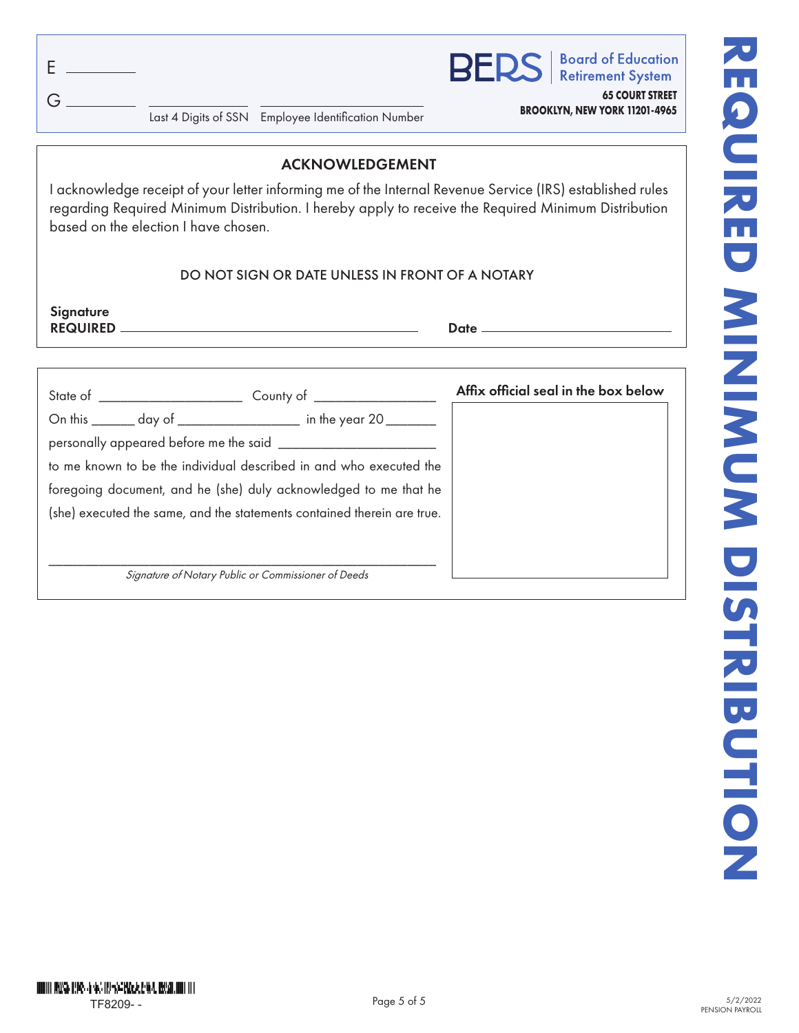E ________

G ________ ________________ ________________________

Last 4 Digits of SSN Employee Identification Number

**BERS** | Board of Education Retirement System

**65 COURT STREET**
**BROOKLYN, NEW YORK 11201-4965**

# REQUIRED MINIMUM DISTRIBUTION

## ACKNOWLEDGEMENT

I acknowledge receipt of your letter informing me of the Internal Revenue Service (IRS) established rules regarding Required Minimum Distribution. I hereby apply to receive the Required Minimum Distribution based on the election I have chosen.

DO NOT SIGN OR DATE UNLESS IN FRONT OF A NOTARY

**Signature REQUIRED** ________________________________ **Date** ____________________

State of ____________________ County of ________________

On this ______ day of ________________ in the year 20_______

personally appeared before me the said ______________________

to me known to be the individual described in and who executed the foregoing document, and he (she) duly acknowledged to me that he (she) executed the same, and the statements contained therein are true.

____________________________________________

*Signature of Notary Public or Commissioner of Deeds*

**Affix official seal in the box below**

TF8209- -

5/2/2022
PENSION PAYROLL